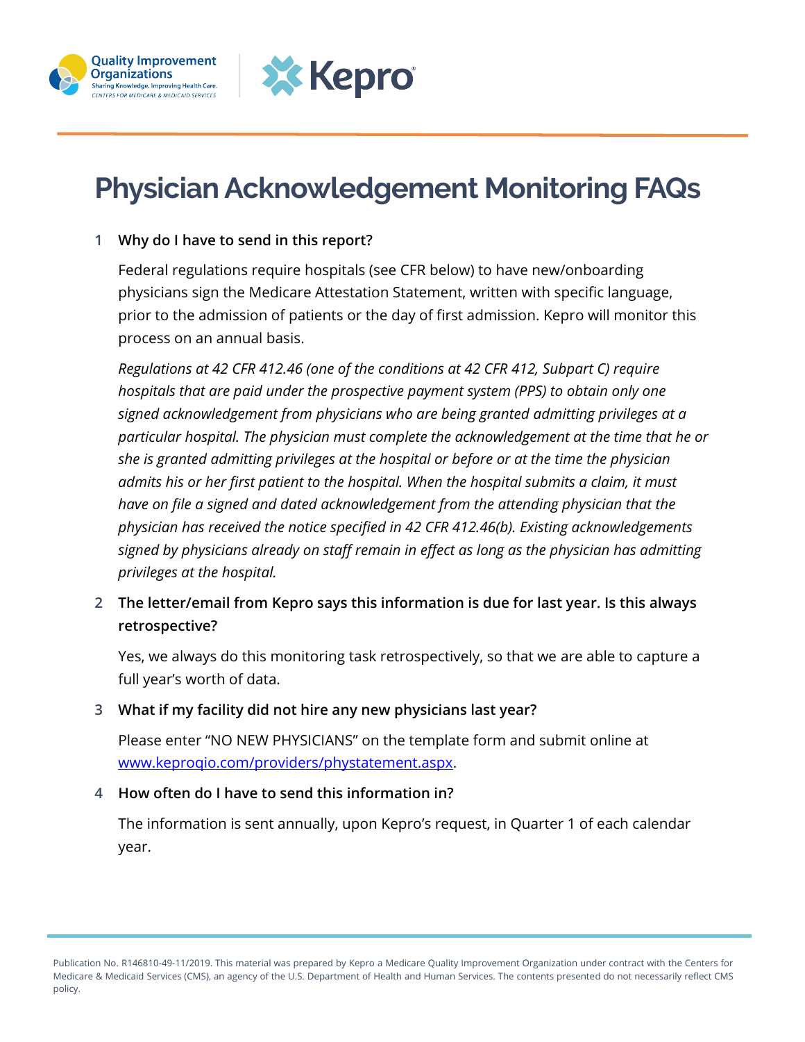# Physician Acknowledgement Monitoring FAQs

1. **Why do I have to send in this report?**

   Federal regulations require hospitals (see CFR below) to have new/onboarding physicians sign the Medicare Attestation Statement, written with specific language, prior to the admission of patients or the day of first admission. Kepro will monitor this process on an annual basis.

   *Regulations at 42 CFR 412.46 (one of the conditions at 42 CFR 412, Subpart C) require hospitals that are paid under the prospective payment system (PPS) to obtain only one signed acknowledgement from physicians who are being granted admitting privileges at a particular hospital. The physician must complete the acknowledgement at the time that he or she is granted admitting privileges at the hospital or before or at the time the physician admits his or her first patient to the hospital. When the hospital submits a claim, it must have on file a signed and dated acknowledgement from the attending physician that the physician has received the notice specified in 42 CFR 412.46(b). Existing acknowledgements signed by physicians already on staff remain in effect as long as the physician has admitting privileges at the hospital.*

2. **The letter/email from Kepro says this information is due for last year. Is this always retrospective?**

   Yes, we always do this monitoring task retrospectively, so that we are able to capture a full year's worth of data.

3. **What if my facility did not hire any new physicians last year?**

   Please enter "NO NEW PHYSICIANS" on the template form and submit online at [www.keproqio.com/providers/phystatement.aspx](www.keproqio.com/providers/phystatement.aspx).

4. **How often do I have to send this information in?**

   The information is sent annually, upon Kepro's request, in Quarter 1 of each calendar year.

Publication No. R146810-49-11/2019. This material was prepared by Kepro a Medicare Quality Improvement Organization under contract with the Centers for Medicare & Medicaid Services (CMS), an agency of the U.S. Department of Health and Human Services. The contents presented do not necessarily reflect CMS policy.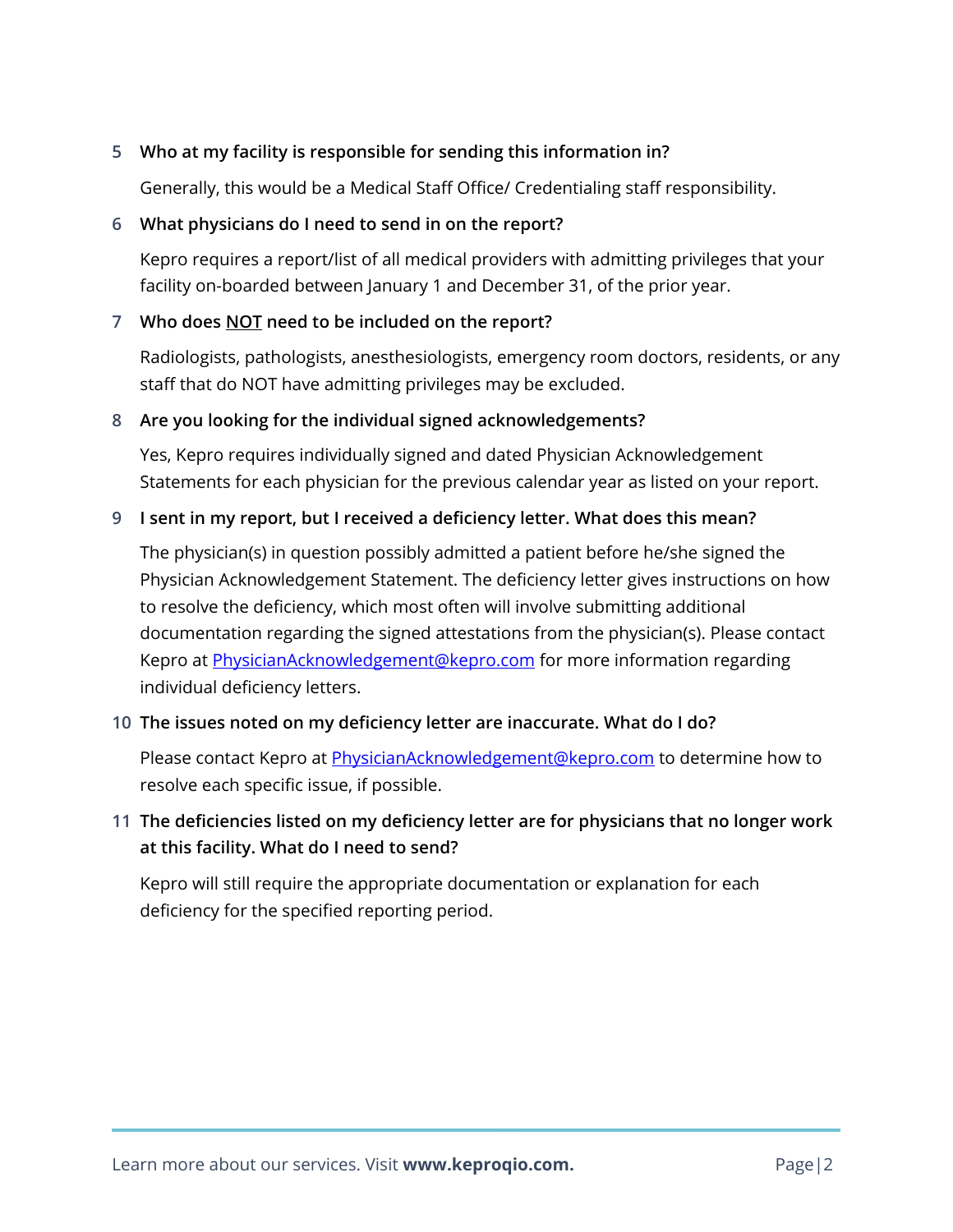**5 Who at my facility is responsible for sending this information in?**

Generally, this would be a Medical Staff Office/ Credentialing staff responsibility.

**6 What physicians do I need to send in on the report?**

Kepro requires a report/list of all medical providers with admitting privileges that your facility on-boarded between January 1 and December 31, of the prior year.

**7 Who does NOT need to be included on the report?**

Radiologists, pathologists, anesthesiologists, emergency room doctors, residents, or any staff that do NOT have admitting privileges may be excluded.

**8 Are you looking for the individual signed acknowledgements?**

Yes, Kepro requires individually signed and dated Physician Acknowledgement Statements for each physician for the previous calendar year as listed on your report.

**9 I sent in my report, but I received a deficiency letter. What does this mean?**

The physician(s) in question possibly admitted a patient before he/she signed the Physician Acknowledgement Statement. The deficiency letter gives instructions on how to resolve the deficiency, which most often will involve submitting additional documentation regarding the signed attestations from the physician(s). Please contact Kepro at PhysicianAcknowledgement@kepro.com for more information regarding individual deficiency letters.

**10 The issues noted on my deficiency letter are inaccurate. What do I do?**

Please contact Kepro at PhysicianAcknowledgement@kepro.com to determine how to resolve each specific issue, if possible.

**11 The deficiencies listed on my deficiency letter are for physicians that no longer work at this facility. What do I need to send?**

Kepro will still require the appropriate documentation or explanation for each deficiency for the specified reporting period.

Learn more about our services. Visit **www.keproqio.com.**